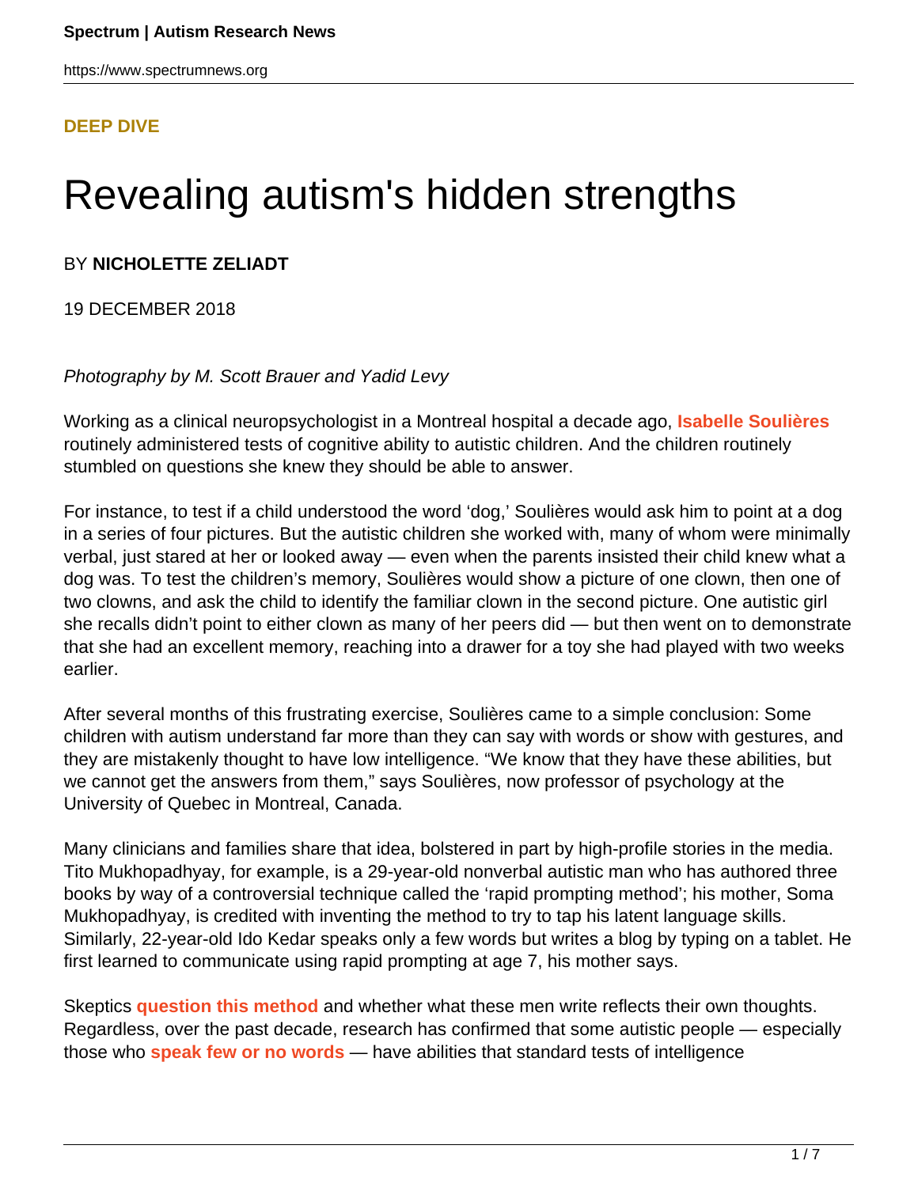**DEEP DIVE**

# Revealing autism's hidden strengths

BY **NICHOLETTE ZELIADT**

19 DECEMBER 2018

*Photography by M. Scott Brauer and Yadid Levy*

Working as a clinical neuropsychologist in a Montreal hospital a decade ago, **Isabelle Soulières** routinely administered tests of cognitive ability to autistic children. And the children routinely stumbled on questions she knew they should be able to answer.

For instance, to test if a child understood the word 'dog,' Soulières would ask him to point at a dog in a series of four pictures. But the autistic children she worked with, many of whom were minimally verbal, just stared at her or looked away — even when the parents insisted their child knew what a dog was. To test the children's memory, Soulières would show a picture of one clown, then one of two clowns, and ask the child to identify the familiar clown in the second picture. One autistic girl she recalls didn't point to either clown as many of her peers did — but then went on to demonstrate that she had an excellent memory, reaching into a drawer for a toy she had played with two weeks earlier.

After several months of this frustrating exercise, Soulières came to a simple conclusion: Some children with autism understand far more than they can say with words or show with gestures, and they are mistakenly thought to have low intelligence. "We know that they have these abilities, but we cannot get the answers from them," says Soulières, now professor of psychology at the University of Quebec in Montreal, Canada.

Many clinicians and families share that idea, bolstered in part by high-profile stories in the media. Tito Mukhopadhyay, for example, is a 29-year-old nonverbal autistic man who has authored three books by way of a controversial technique called the 'rapid prompting method'; his mother, Soma Mukhopadhyay, is credited with inventing the method to try to tap his latent language skills. Similarly, 22-year-old Ido Kedar speaks only a few words but writes a blog by typing on a tablet. He first learned to communicate using rapid prompting at age 7, his mother says.

Skeptics **question this method** and whether what these men write reflects their own thoughts. Regardless, over the past decade, research has confirmed that some autistic people — especially those who **speak few or no words** — have abilities that standard tests of intelligence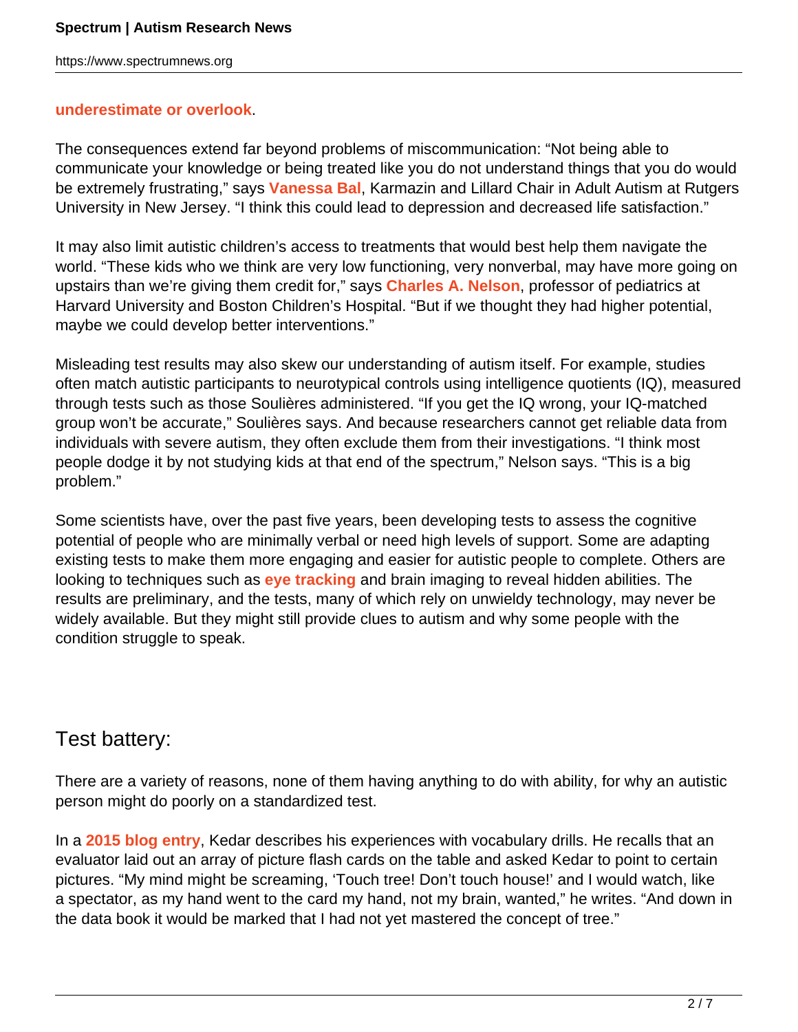**underestimate or overlook**.

The consequences extend far beyond problems of miscommunication: “Not being able to communicate your knowledge or being treated like you do not understand things that you do would be extremely frustrating,” says **Vanessa Bal**, Karmazin and Lillard Chair in Adult Autism at Rutgers University in New Jersey. “I think this could lead to depression and decreased life satisfaction.”

It may also limit autistic children’s access to treatments that would best help them navigate the world. “These kids who we think are very low functioning, very nonverbal, may have more going on upstairs than we’re giving them credit for,” says **Charles A. Nelson**, professor of pediatrics at Harvard University and Boston Children’s Hospital. “But if we thought they had higher potential, maybe we could develop better interventions.”

Misleading test results may also skew our understanding of autism itself. For example, studies often match autistic participants to neurotypical controls using intelligence quotients (IQ), measured through tests such as those Soulières administered. “If you get the IQ wrong, your IQ-matched group won’t be accurate,” Soulières says. And because researchers cannot get reliable data from individuals with severe autism, they often exclude them from their investigations. “I think most people dodge it by not studying kids at that end of the spectrum,” Nelson says. “This is a big problem.”

Some scientists have, over the past five years, been developing tests to assess the cognitive potential of people who are minimally verbal or need high levels of support. Some are adapting existing tests to make them more engaging and easier for autistic people to complete. Others are looking to techniques such as **eye tracking** and brain imaging to reveal hidden abilities. The results are preliminary, and the tests, many of which rely on unwieldy technology, may never be widely available. But they might still provide clues to autism and why some people with the condition struggle to speak.

## Test battery:

There are a variety of reasons, none of them having anything to do with ability, for why an autistic person might do poorly on a standardized test.

In a **2015 blog entry**, Kedar describes his experiences with vocabulary drills. He recalls that an evaluator laid out an array of picture flash cards on the table and asked Kedar to point to certain pictures. “My mind might be screaming, ‘Touch tree! Don’t touch house!’ and I would watch, like a spectator, as my hand went to the card my hand, not my brain, wanted,” he writes. “And down in the data book it would be marked that I had not yet mastered the concept of tree.”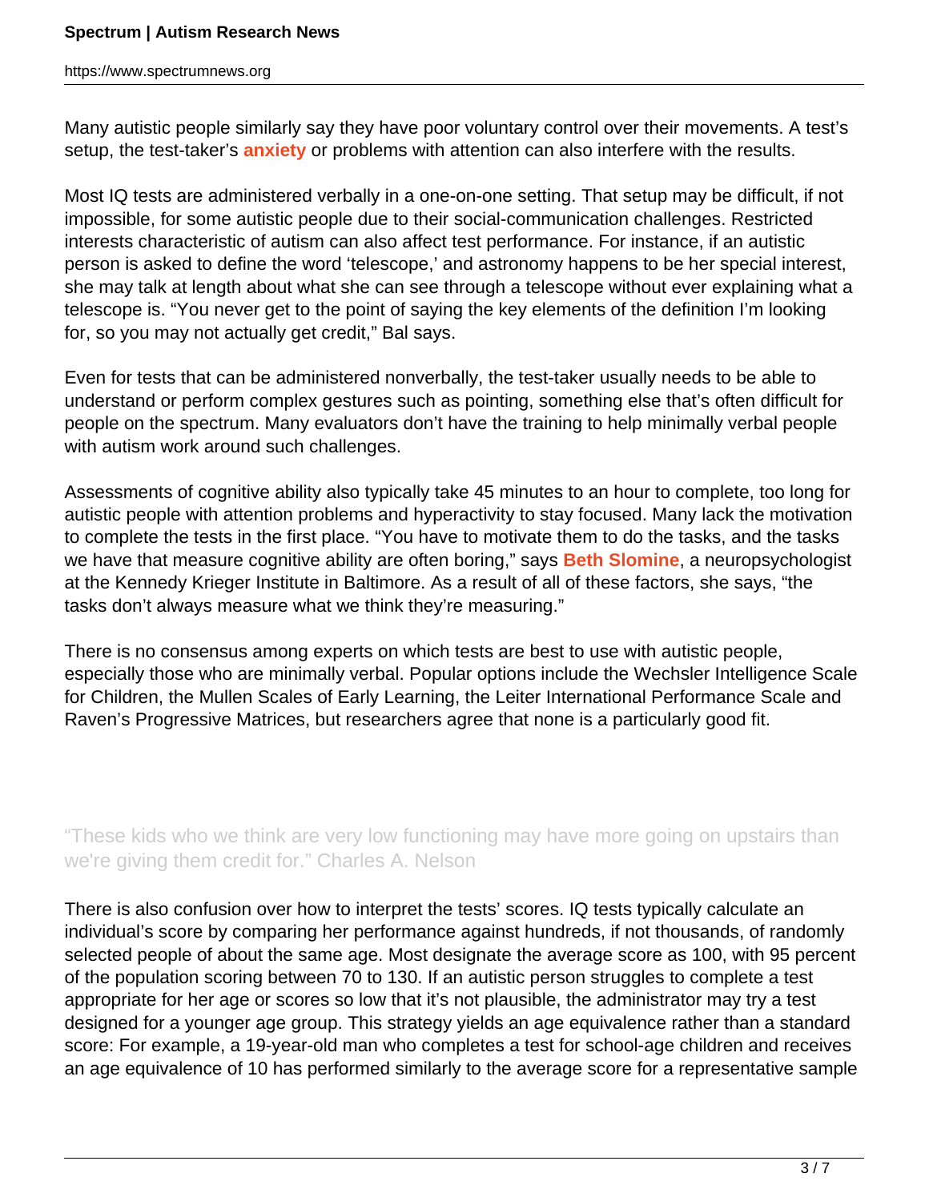Many autistic people similarly say they have poor voluntary control over their movements. A test's setup, the test-taker's **anxiety** or problems with attention can also interfere with the results.

Most IQ tests are administered verbally in a one-on-one setting. That setup may be difficult, if not impossible, for some autistic people due to their social-communication challenges. Restricted interests characteristic of autism can also affect test performance. For instance, if an autistic person is asked to define the word 'telescope,' and astronomy happens to be her special interest, she may talk at length about what she can see through a telescope without ever explaining what a telescope is. "You never get to the point of saying the key elements of the definition I'm looking for, so you may not actually get credit," Bal says.

Even for tests that can be administered nonverbally, the test-taker usually needs to be able to understand or perform complex gestures such as pointing, something else that's often difficult for people on the spectrum. Many evaluators don't have the training to help minimally verbal people with autism work around such challenges.

Assessments of cognitive ability also typically take 45 minutes to an hour to complete, too long for autistic people with attention problems and hyperactivity to stay focused. Many lack the motivation to complete the tests in the first place. "You have to motivate them to do the tasks, and the tasks we have that measure cognitive ability are often boring," says **Beth Slomine**, a neuropsychologist at the Kennedy Krieger Institute in Baltimore. As a result of all of these factors, she says, "the tasks don't always measure what we think they're measuring."

There is no consensus among experts on which tests are best to use with autistic people, especially those who are minimally verbal. Popular options include the Wechsler Intelligence Scale for Children, the Mullen Scales of Early Learning, the Leiter International Performance Scale and Raven's Progressive Matrices, but researchers agree that none is a particularly good fit.

> "These kids who we think are very low functioning may have more going on upstairs than we're giving them credit for." Charles A. Nelson

There is also confusion over how to interpret the tests' scores. IQ tests typically calculate an individual's score by comparing her performance against hundreds, if not thousands, of randomly selected people of about the same age. Most designate the average score as 100, with 95 percent of the population scoring between 70 to 130. If an autistic person struggles to complete a test appropriate for her age or scores so low that it's not plausible, the administrator may try a test designed for a younger age group. This strategy yields an age equivalence rather than a standard score: For example, a 19-year-old man who completes a test for school-age children and receives an age equivalence of 10 has performed similarly to the average score for a representative sample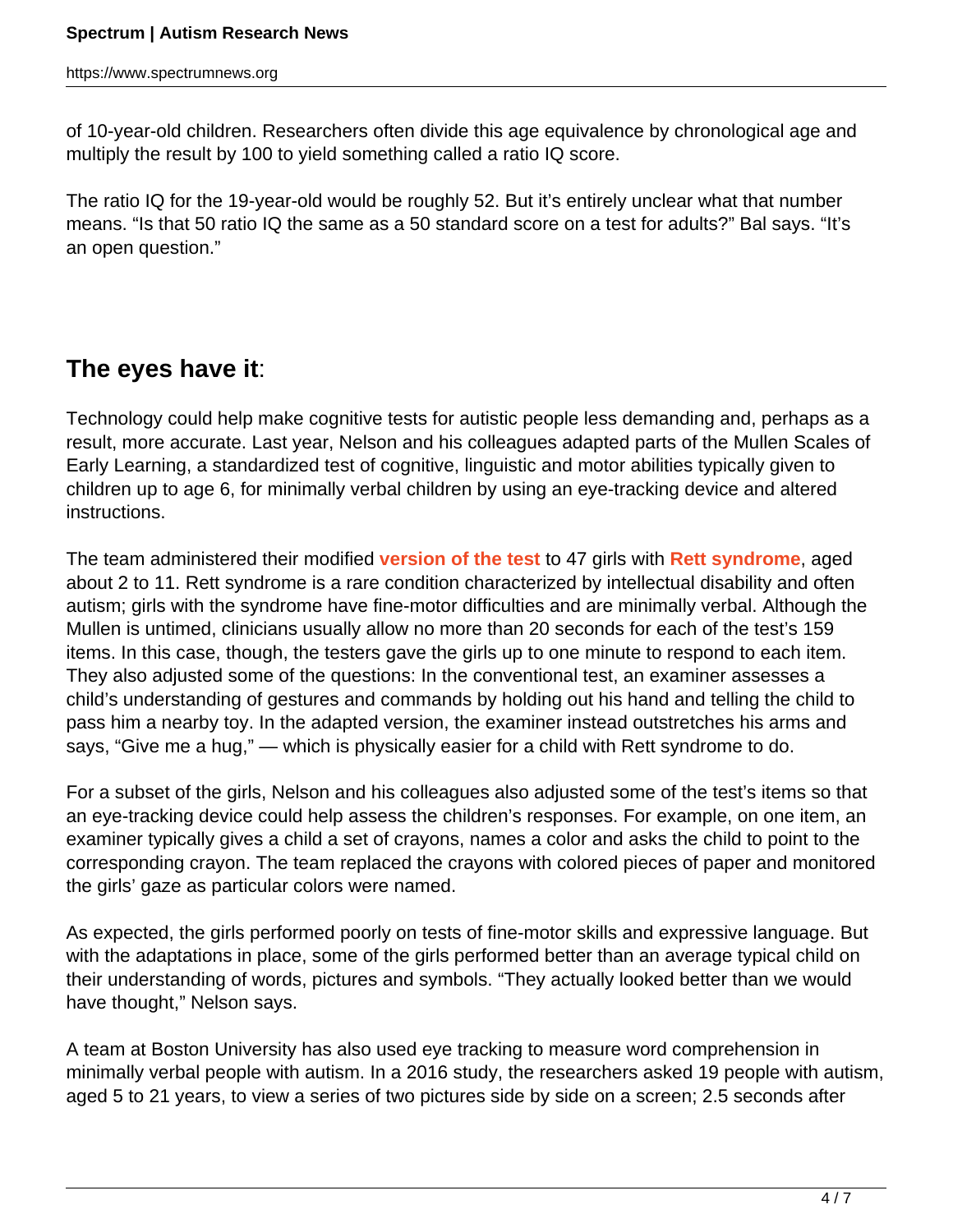of 10-year-old children. Researchers often divide this age equivalence by chronological age and multiply the result by 100 to yield something called a ratio IQ score.

The ratio IQ for the 19-year-old would be roughly 52. But it's entirely unclear what that number means. "Is that 50 ratio IQ the same as a 50 standard score on a test for adults?" Bal says. "It's an open question."

## **The eyes have it**:

Technology could help make cognitive tests for autistic people less demanding and, perhaps as a result, more accurate. Last year, Nelson and his colleagues adapted parts of the Mullen Scales of Early Learning, a standardized test of cognitive, linguistic and motor abilities typically given to children up to age 6, for minimally verbal children by using an eye-tracking device and altered instructions.

The team administered their modified **version of the test** to 47 girls with **Rett syndrome**, aged about 2 to 11. Rett syndrome is a rare condition characterized by intellectual disability and often autism; girls with the syndrome have fine-motor difficulties and are minimally verbal. Although the Mullen is untimed, clinicians usually allow no more than 20 seconds for each of the test's 159 items. In this case, though, the testers gave the girls up to one minute to respond to each item. They also adjusted some of the questions: In the conventional test, an examiner assesses a child's understanding of gestures and commands by holding out his hand and telling the child to pass him a nearby toy. In the adapted version, the examiner instead outstretches his arms and says, "Give me a hug," — which is physically easier for a child with Rett syndrome to do.

For a subset of the girls, Nelson and his colleagues also adjusted some of the test's items so that an eye-tracking device could help assess the children's responses. For example, on one item, an examiner typically gives a child a set of crayons, names a color and asks the child to point to the corresponding crayon. The team replaced the crayons with colored pieces of paper and monitored the girls' gaze as particular colors were named.

As expected, the girls performed poorly on tests of fine-motor skills and expressive language. But with the adaptations in place, some of the girls performed better than an average typical child on their understanding of words, pictures and symbols. "They actually looked better than we would have thought," Nelson says.

A team at Boston University has also used eye tracking to measure word comprehension in minimally verbal people with autism. In a 2016 study, the researchers asked 19 people with autism, aged 5 to 21 years, to view a series of two pictures side by side on a screen; 2.5 seconds after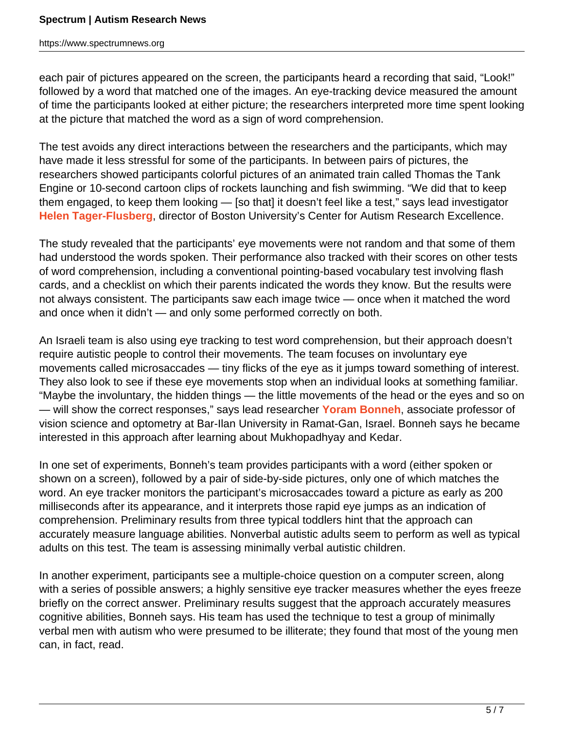each pair of pictures appeared on the screen, the participants heard a recording that said, “Look!” followed by a word that matched one of the images. An eye-tracking device measured the amount of time the participants looked at either picture; the researchers interpreted more time spent looking at the picture that matched the word as a sign of word comprehension.

The test avoids any direct interactions between the researchers and the participants, which may have made it less stressful for some of the participants. In between pairs of pictures, the researchers showed participants colorful pictures of an animated train called Thomas the Tank Engine or 10-second cartoon clips of rockets launching and fish swimming. “We did that to keep them engaged, to keep them looking — [so that] it doesn’t feel like a test,” says lead investigator **Helen Tager-Flusberg**, director of Boston University’s Center for Autism Research Excellence.

The study revealed that the participants’ eye movements were not random and that some of them had understood the words spoken. Their performance also tracked with their scores on other tests of word comprehension, including a conventional pointing-based vocabulary test involving flash cards, and a checklist on which their parents indicated the words they know. But the results were not always consistent. The participants saw each image twice — once when it matched the word and once when it didn’t — and only some performed correctly on both.

An Israeli team is also using eye tracking to test word comprehension, but their approach doesn’t require autistic people to control their movements. The team focuses on involuntary eye movements called microsaccades — tiny flicks of the eye as it jumps toward something of interest. They also look to see if these eye movements stop when an individual looks at something familiar. “Maybe the involuntary, the hidden things — the little movements of the head or the eyes and so on — will show the correct responses,” says lead researcher **Yoram Bonneh**, associate professor of vision science and optometry at Bar-Ilan University in Ramat-Gan, Israel. Bonneh says he became interested in this approach after learning about Mukhopadhyay and Kedar.

In one set of experiments, Bonneh’s team provides participants with a word (either spoken or shown on a screen), followed by a pair of side-by-side pictures, only one of which matches the word. An eye tracker monitors the participant’s microsaccades toward a picture as early as 200 milliseconds after its appearance, and it interprets those rapid eye jumps as an indication of comprehension. Preliminary results from three typical toddlers hint that the approach can accurately measure language abilities. Nonverbal autistic adults seem to perform as well as typical adults on this test. The team is assessing minimally verbal autistic children.

In another experiment, participants see a multiple-choice question on a computer screen, along with a series of possible answers; a highly sensitive eye tracker measures whether the eyes freeze briefly on the correct answer. Preliminary results suggest that the approach accurately measures cognitive abilities, Bonneh says. His team has used the technique to test a group of minimally verbal men with autism who were presumed to be illiterate; they found that most of the young men can, in fact, read.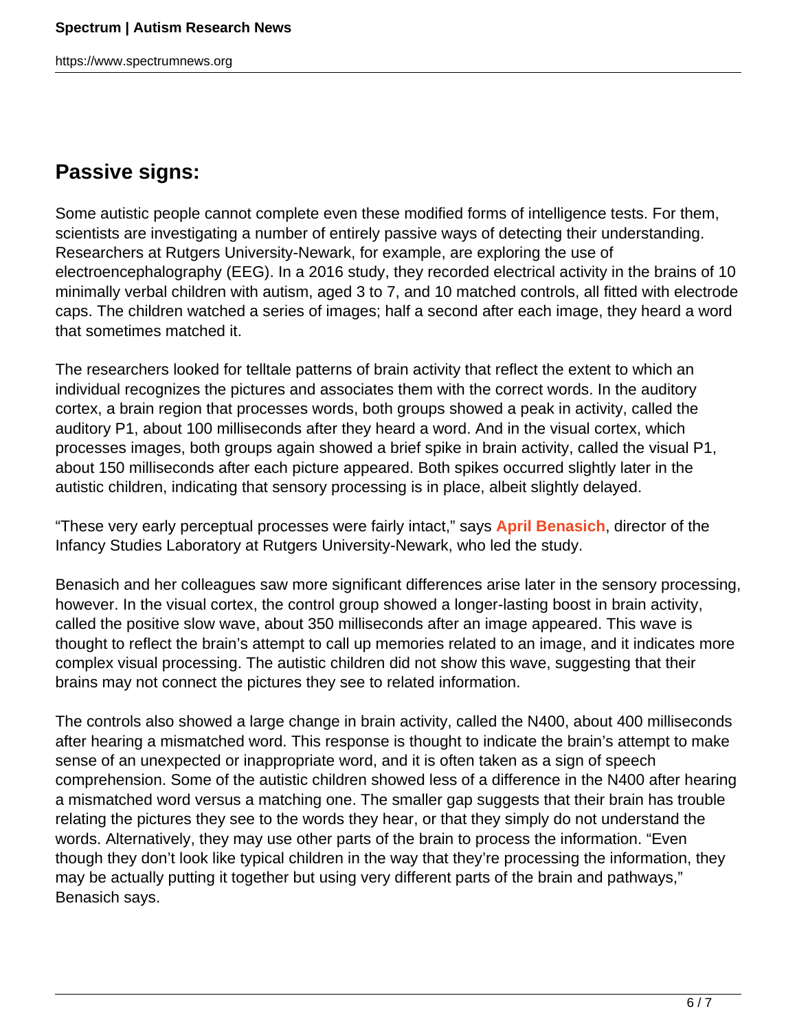## Passive signs:

Some autistic people cannot complete even these modified forms of intelligence tests. For them, scientists are investigating a number of entirely passive ways of detecting their understanding. Researchers at Rutgers University-Newark, for example, are exploring the use of electroencephalography (EEG). In a 2016 study, they recorded electrical activity in the brains of 10 minimally verbal children with autism, aged 3 to 7, and 10 matched controls, all fitted with electrode caps. The children watched a series of images; half a second after each image, they heard a word that sometimes matched it.

The researchers looked for telltale patterns of brain activity that reflect the extent to which an individual recognizes the pictures and associates them with the correct words. In the auditory cortex, a brain region that processes words, both groups showed a peak in activity, called the auditory P1, about 100 milliseconds after they heard a word. And in the visual cortex, which processes images, both groups again showed a brief spike in brain activity, called the visual P1, about 150 milliseconds after each picture appeared. Both spikes occurred slightly later in the autistic children, indicating that sensory processing is in place, albeit slightly delayed.

"These very early perceptual processes were fairly intact," says **April Benasich**, director of the Infancy Studies Laboratory at Rutgers University-Newark, who led the study.

Benasich and her colleagues saw more significant differences arise later in the sensory processing, however. In the visual cortex, the control group showed a longer-lasting boost in brain activity, called the positive slow wave, about 350 milliseconds after an image appeared. This wave is thought to reflect the brain's attempt to call up memories related to an image, and it indicates more complex visual processing. The autistic children did not show this wave, suggesting that their brains may not connect the pictures they see to related information.

The controls also showed a large change in brain activity, called the N400, about 400 milliseconds after hearing a mismatched word. This response is thought to indicate the brain's attempt to make sense of an unexpected or inappropriate word, and it is often taken as a sign of speech comprehension. Some of the autistic children showed less of a difference in the N400 after hearing a mismatched word versus a matching one. The smaller gap suggests that their brain has trouble relating the pictures they see to the words they hear, or that they simply do not understand the words. Alternatively, they may use other parts of the brain to process the information. "Even though they don't look like typical children in the way that they're processing the information, they may be actually putting it together but using very different parts of the brain and pathways," Benasich says.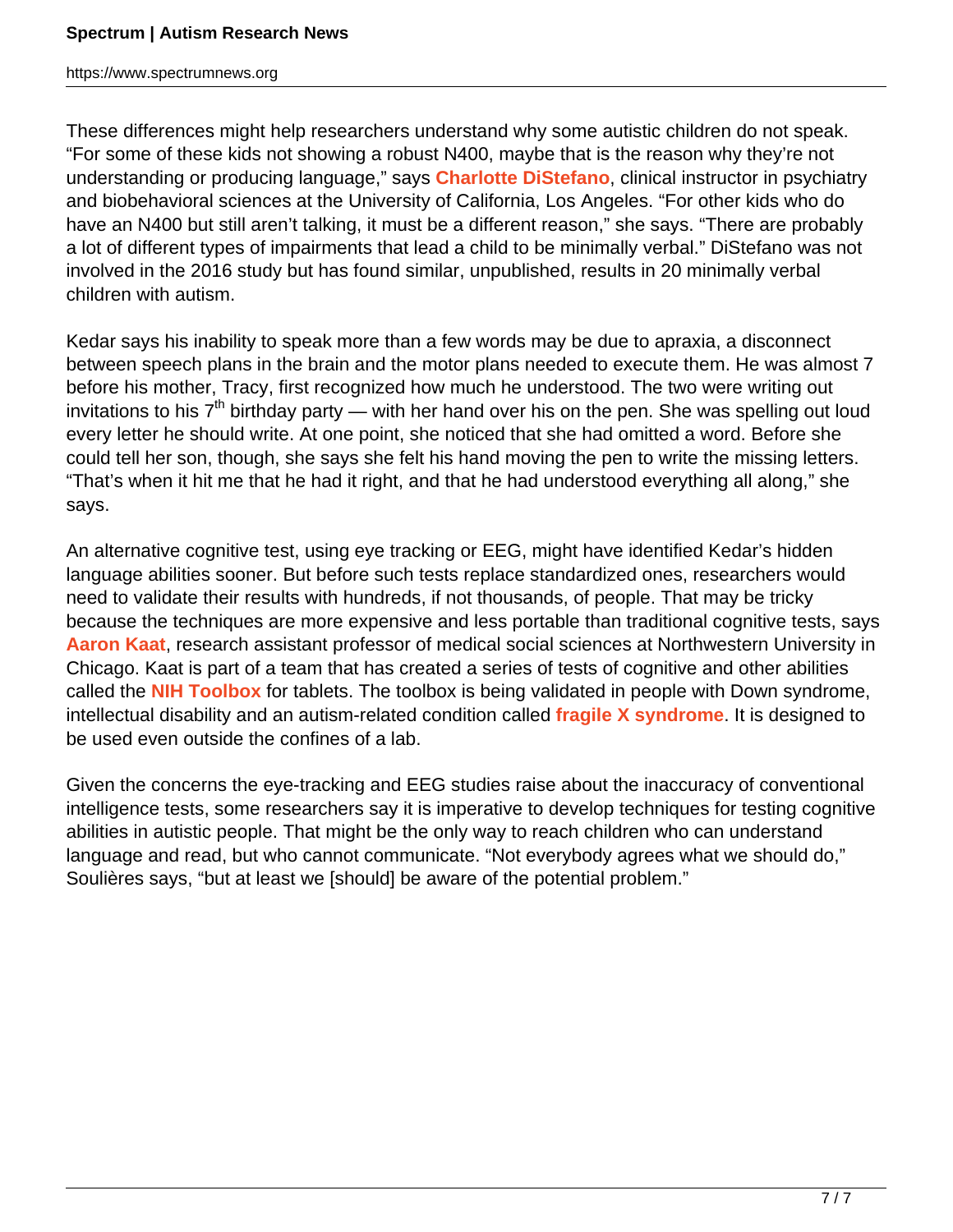These differences might help researchers understand why some autistic children do not speak. “For some of these kids not showing a robust N400, maybe that is the reason why they’re not understanding or producing language,” says **Charlotte DiStefano**, clinical instructor in psychiatry and biobehavioral sciences at the University of California, Los Angeles. “For other kids who do have an N400 but still aren’t talking, it must be a different reason,” she says. “There are probably a lot of different types of impairments that lead a child to be minimally verbal.” DiStefano was not involved in the 2016 study but has found similar, unpublished, results in 20 minimally verbal children with autism.

Kedar says his inability to speak more than a few words may be due to apraxia, a disconnect between speech plans in the brain and the motor plans needed to execute them. He was almost 7 before his mother, Tracy, first recognized how much he understood. The two were writing out invitations to his 7th birthday party — with her hand over his on the pen. She was spelling out loud every letter he should write. At one point, she noticed that she had omitted a word. Before she could tell her son, though, she says she felt his hand moving the pen to write the missing letters. “That’s when it hit me that he had it right, and that he had understood everything all along,” she says.

An alternative cognitive test, using eye tracking or EEG, might have identified Kedar’s hidden language abilities sooner. But before such tests replace standardized ones, researchers would need to validate their results with hundreds, if not thousands, of people. That may be tricky because the techniques are more expensive and less portable than traditional cognitive tests, says **Aaron Kaat**, research assistant professor of medical social sciences at Northwestern University in Chicago. Kaat is part of a team that has created a series of tests of cognitive and other abilities called the **NIH Toolbox** for tablets. The toolbox is being validated in people with Down syndrome, intellectual disability and an autism-related condition called **fragile X syndrome**. It is designed to be used even outside the confines of a lab.

Given the concerns the eye-tracking and EEG studies raise about the inaccuracy of conventional intelligence tests, some researchers say it is imperative to develop techniques for testing cognitive abilities in autistic people. That might be the only way to reach children who can understand language and read, but who cannot communicate. “Not everybody agrees what we should do,” Soulières says, “but at least we [should] be aware of the potential problem.”